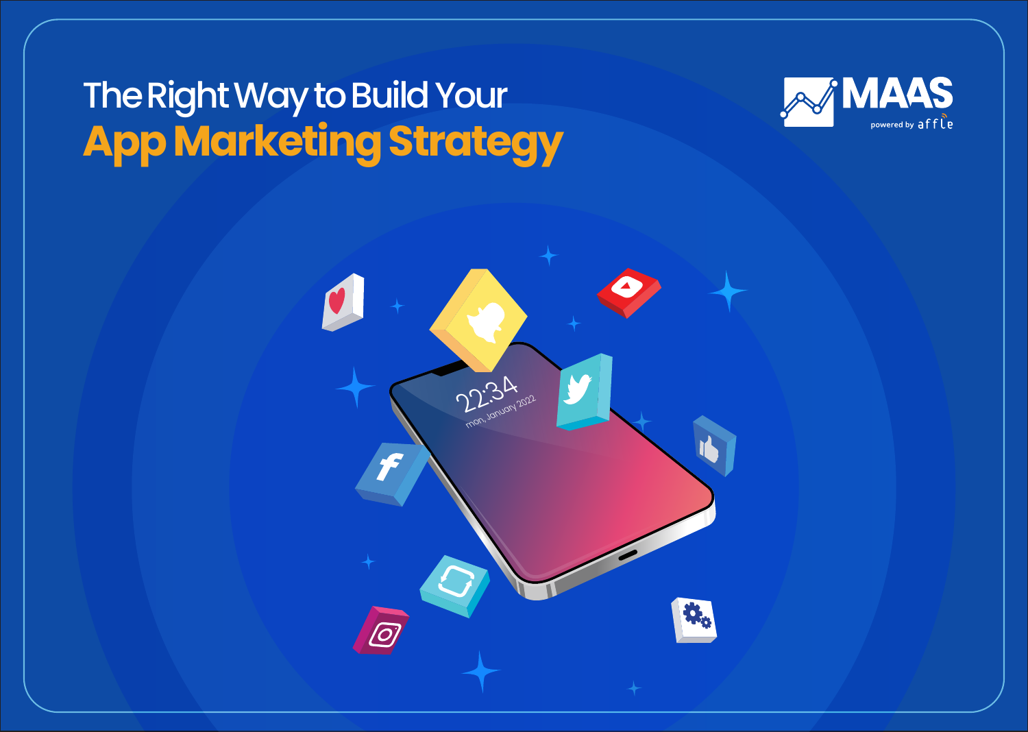# The Right Way to Build Your App Marketing Strategy

MAAS powered by affle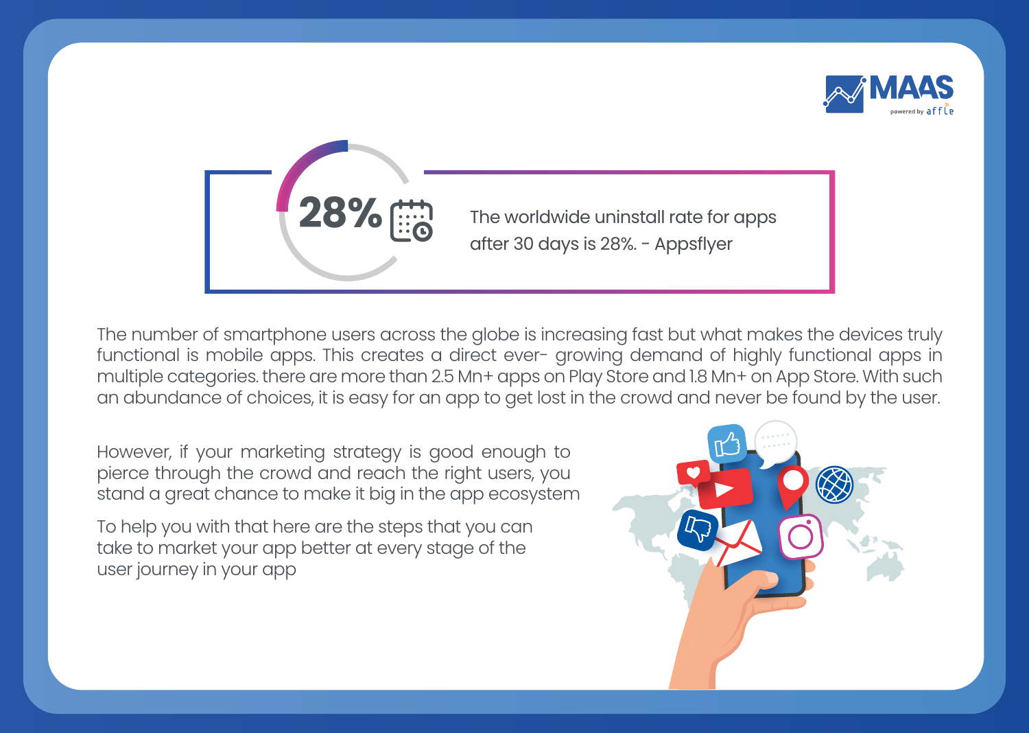**28%**

The worldwide uninstall rate for apps after 30 days is 28%. - Appsflyer

The number of smartphone users across the globe is increasing fast but what makes the devices truly functional is mobile apps. This creates a direct ever- growing demand of highly functional apps in multiple categories. there are more than 2.5 Mn+ apps on Play Store and 1.8 Mn+ on App Store. With such an abundance of choices, it is easy for an app to get lost in the crowd and never be found by the user.

However, if your marketing strategy is good enough to pierce through the crowd and reach the right users, you stand a great chance to make it big in the app ecosystem

To help you with that here are the steps that you can take to market your app better at every stage of the user journey in your app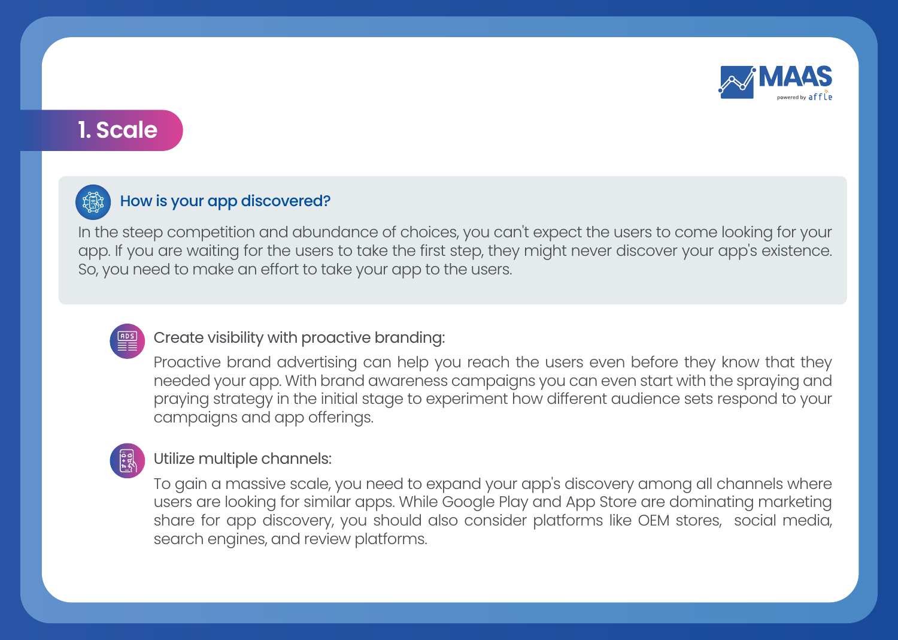# 1. Scale

### How is your app discovered?

In the steep competition and abundance of choices, you can't expect the users to come looking for your app. If you are waiting for the users to take the first step, they might never discover your app's existence. So, you need to make an effort to take your app to the users.

**Create visibility with proactive branding:**

Proactive brand advertising can help you reach the users even before they know that they needed your app. With brand awareness campaigns you can even start with the spraying and praying strategy in the initial stage to experiment how different audience sets respond to your campaigns and app offerings.

**Utilize multiple channels:**

To gain a massive scale, you need to expand your app's discovery among all channels where users are looking for similar apps. While Google Play and App Store are dominating marketing share for app discovery, you should also consider platforms like OEM stores, social media, search engines, and review platforms.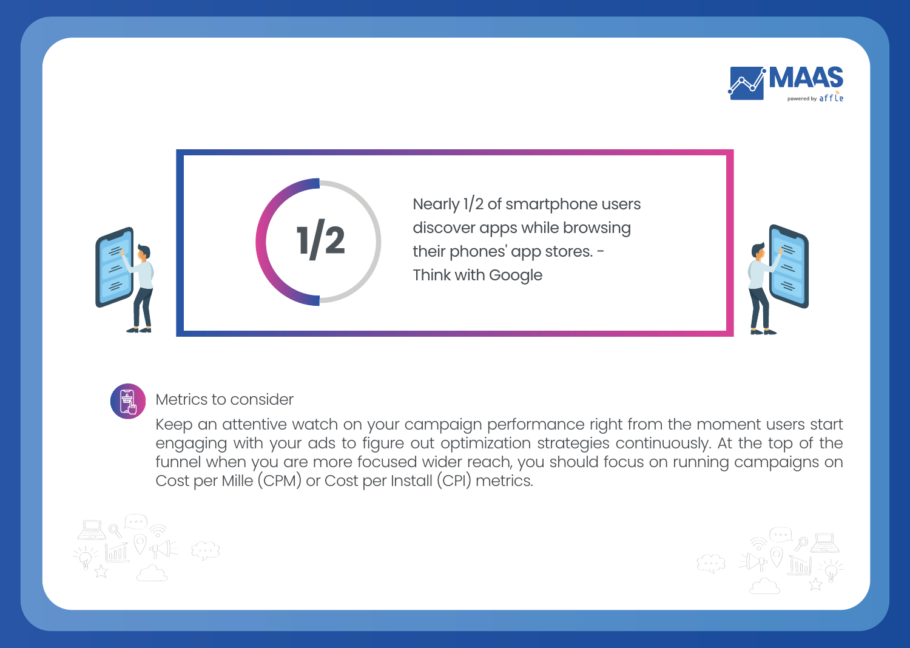1/2

Nearly 1/2 of smartphone users discover apps while browsing their phones' app stores. - Think with Google

### Metrics to consider

Keep an attentive watch on your campaign performance right from the moment users start engaging with your ads to figure out optimization strategies continuously. At the top of the funnel when you are more focused wider reach, you should focus on running campaigns on Cost per Mille (CPM) or Cost per Install (CPI) metrics.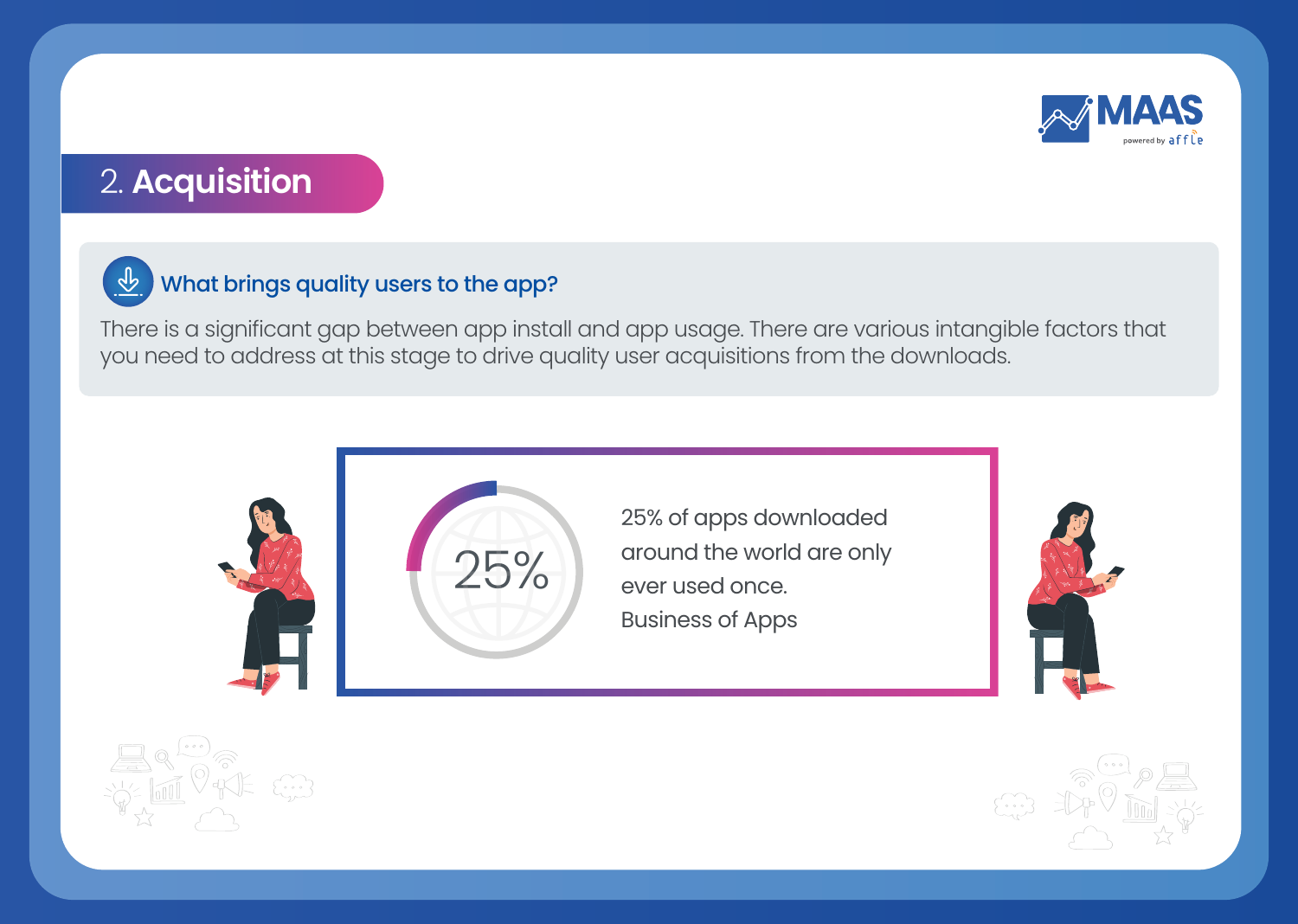## 2. Acquisition

### What brings quality users to the app?

There is a significant gap between app install and app usage. There are various intangible factors that you need to address at this stage to drive quality user acquisitions from the downloads.

25%

25% of apps downloaded around the world are only ever used once.
Business of Apps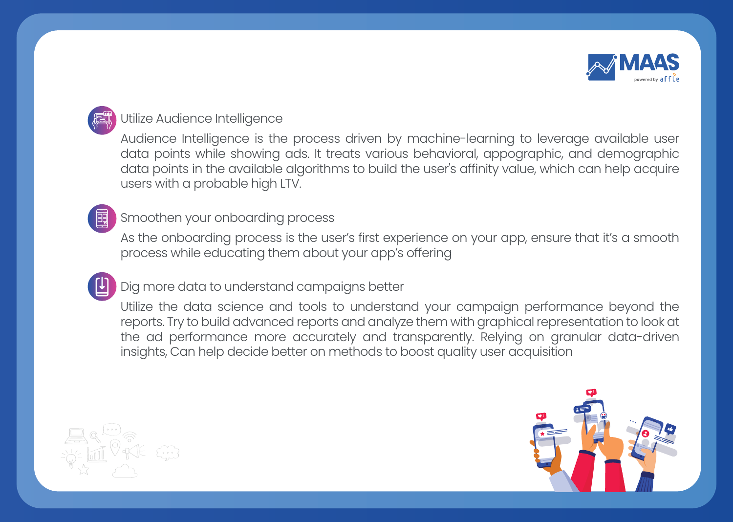### Utilize Audience Intelligence

Audience Intelligence is the process driven by machine-learning to leverage available user data points while showing ads. It treats various behavioral, appographic, and demographic data points in the available algorithms to build the user's affinity value, which can help acquire users with a probable high LTV.

### Smoothen your onboarding process

As the onboarding process is the user's first experience on your app, ensure that it's a smooth process while educating them about your app's offering

### Dig more data to understand campaigns better

Utilize the data science and tools to understand your campaign performance beyond the reports. Try to build advanced reports and analyze them with graphical representation to look at the ad performance more accurately and transparently. Relying on granular data-driven insights, Can help decide better on methods to boost quality user acquisition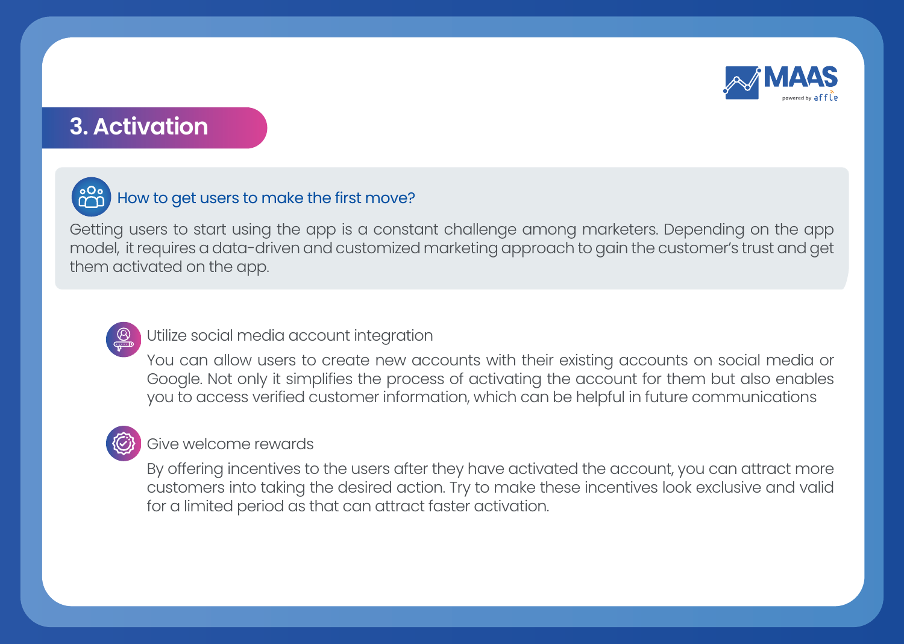## 3. Activation

### How to get users to make the first move?

Getting users to start using the app is a constant challenge among marketers. Depending on the app model, it requires a data-driven and customized marketing approach to gain the customer's trust and get them activated on the app.

**Utilize social media account integration**

You can allow users to create new accounts with their existing accounts on social media or Google. Not only it simplifies the process of activating the account for them but also enables you to access verified customer information, which can be helpful in future communications

**Give welcome rewards**

By offering incentives to the users after they have activated the account, you can attract more customers into taking the desired action. Try to make these incentives look exclusive and valid for a limited period as that can attract faster activation.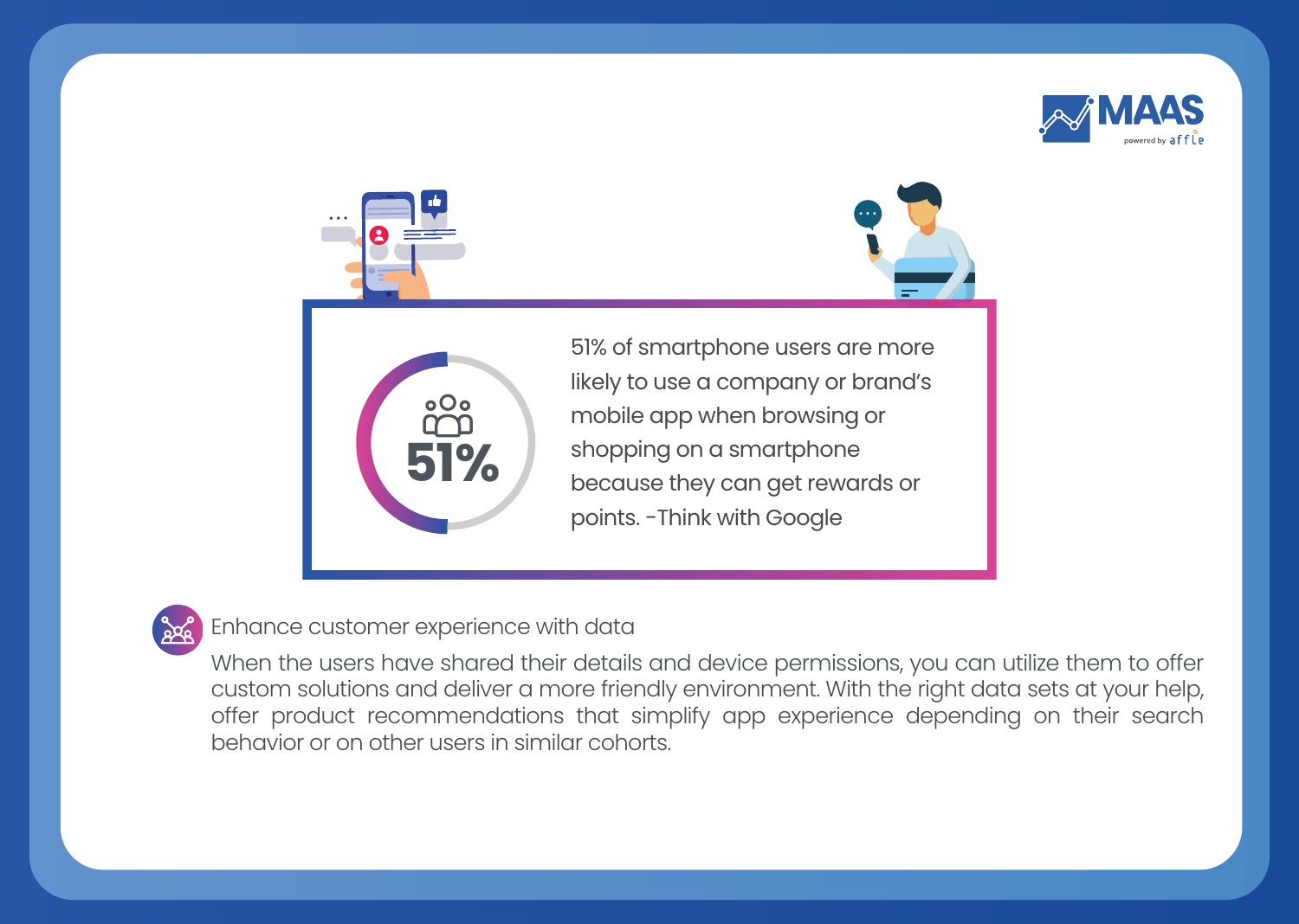**51%**

51% of smartphone users are more likely to use a company or brand's mobile app when browsing or shopping on a smartphone because they can get rewards or points. -Think with Google

### Enhance customer experience with data

When the users have shared their details and device permissions, you can utilize them to offer custom solutions and deliver a more friendly environment. With the right data sets at your help, offer product recommendations that simplify app experience depending on their search behavior or on other users in similar cohorts.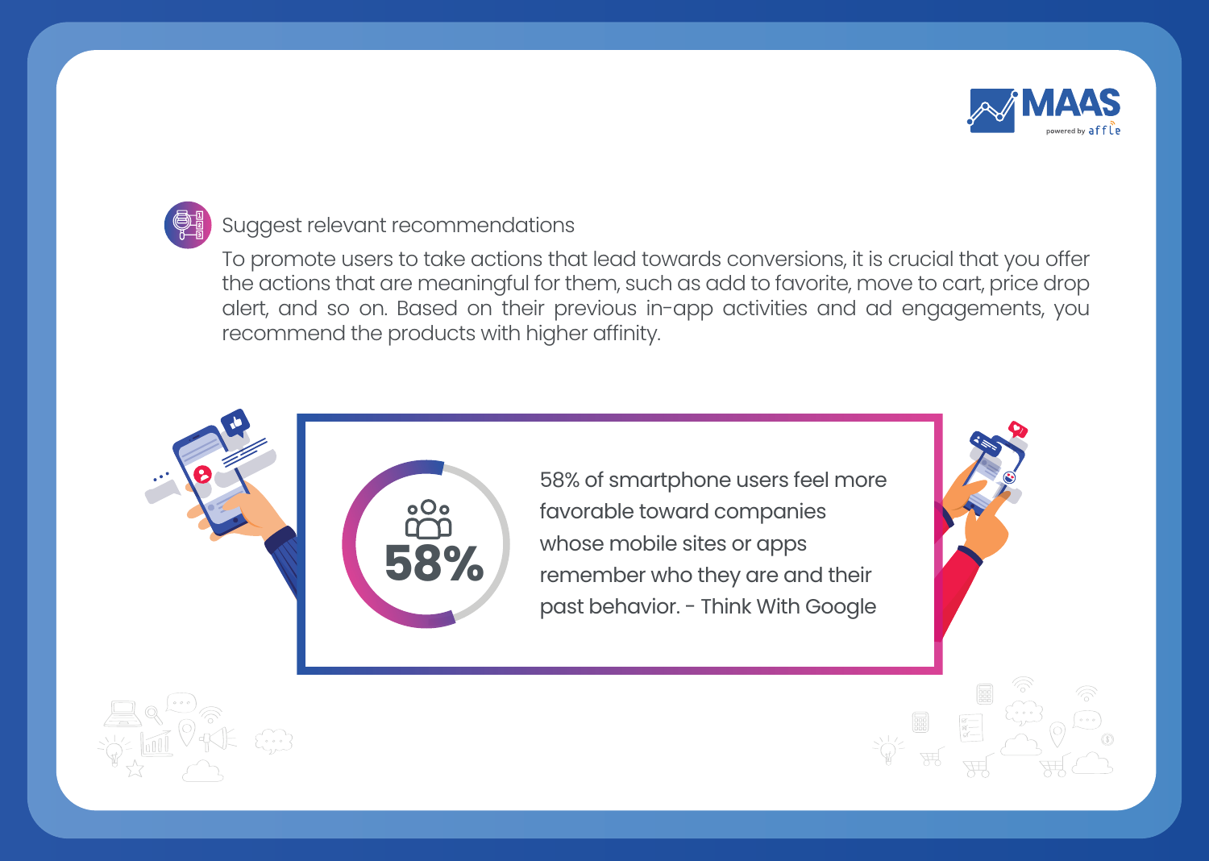### Suggest relevant recommendations

To promote users to take actions that lead towards conversions, it is crucial that you offer the actions that are meaningful for them, such as add to favorite, move to cart, price drop alert, and so on. Based on their previous in-app activities and ad engagements, you recommend the products with higher affinity.

**58%**

58% of smartphone users feel more favorable toward companies whose mobile sites or apps remember who they are and their past behavior. - Think With Google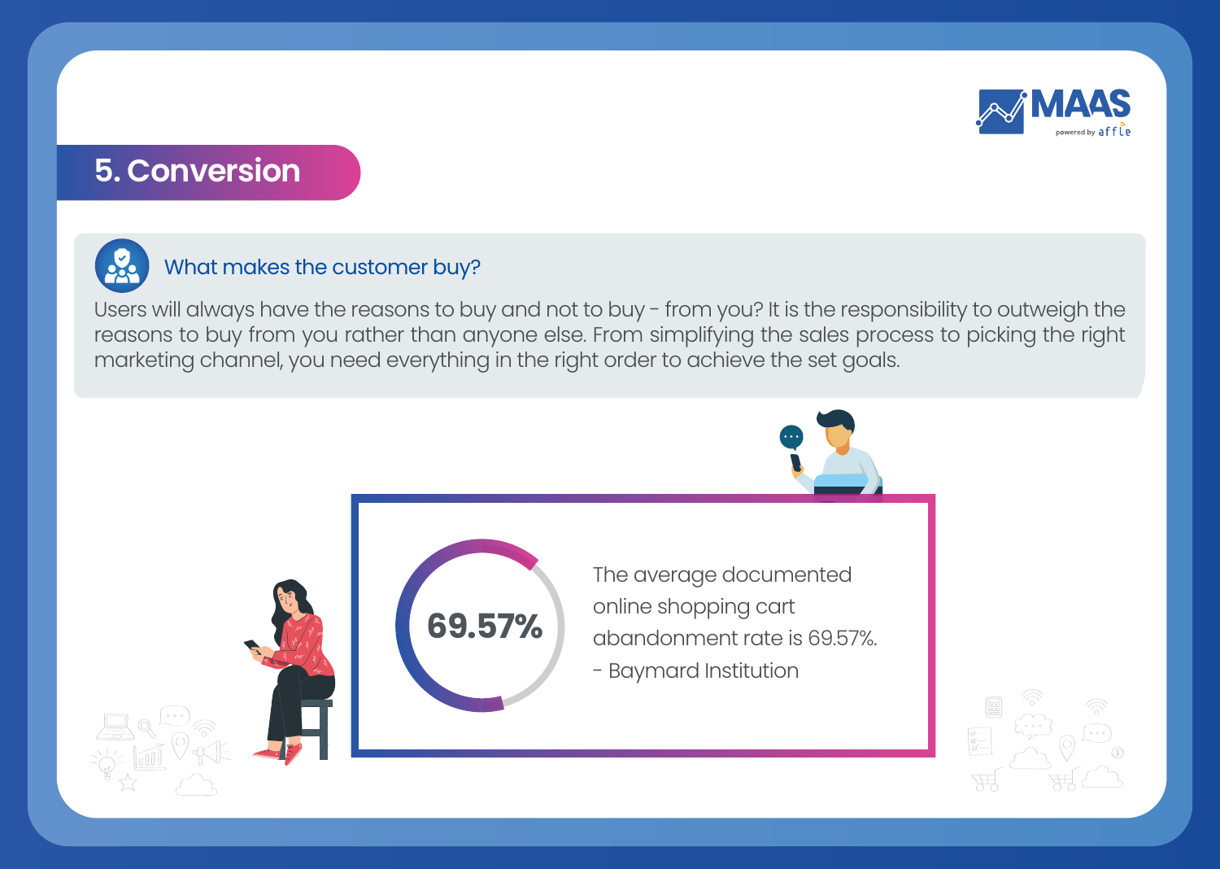## 5. Conversion

### What makes the customer buy?

Users will always have the reasons to buy and not to buy - from you? It is the responsibility to outweigh the reasons to buy from you rather than anyone else. From simplifying the sales process to picking the right marketing channel, you need everything in the right order to achieve the set goals.

**69.57%**

The average documented online shopping cart abandonment rate is 69.57%.
- Baymard Institution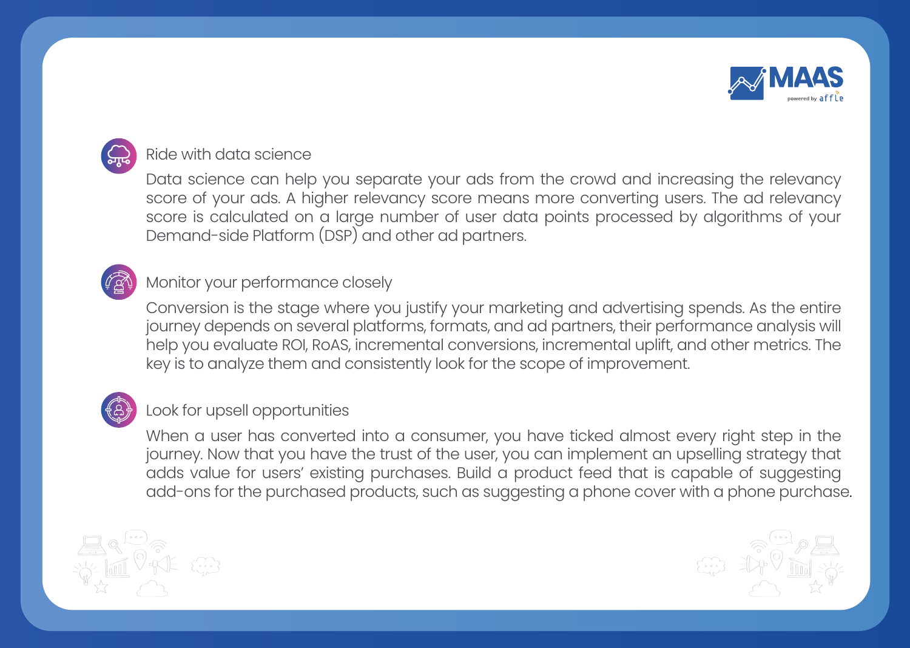### Ride with data science

Data science can help you separate your ads from the crowd and increasing the relevancy score of your ads. A higher relevancy score means more converting users. The ad relevancy score is calculated on a large number of user data points processed by algorithms of your Demand-side Platform (DSP) and other ad partners.

### Monitor your performance closely

Conversion is the stage where you justify your marketing and advertising spends. As the entire journey depends on several platforms, formats, and ad partners, their performance analysis will help you evaluate ROI, RoAS, incremental conversions, incremental uplift, and other metrics. The key is to analyze them and consistently look for the scope of improvement.

### Look for upsell opportunities

When a user has converted into a consumer, you have ticked almost every right step in the journey. Now that you have the trust of the user, you can implement an upselling strategy that adds value for users' existing purchases. Build a product feed that is capable of suggesting add-ons for the purchased products, such as suggesting a phone cover with a phone purchase.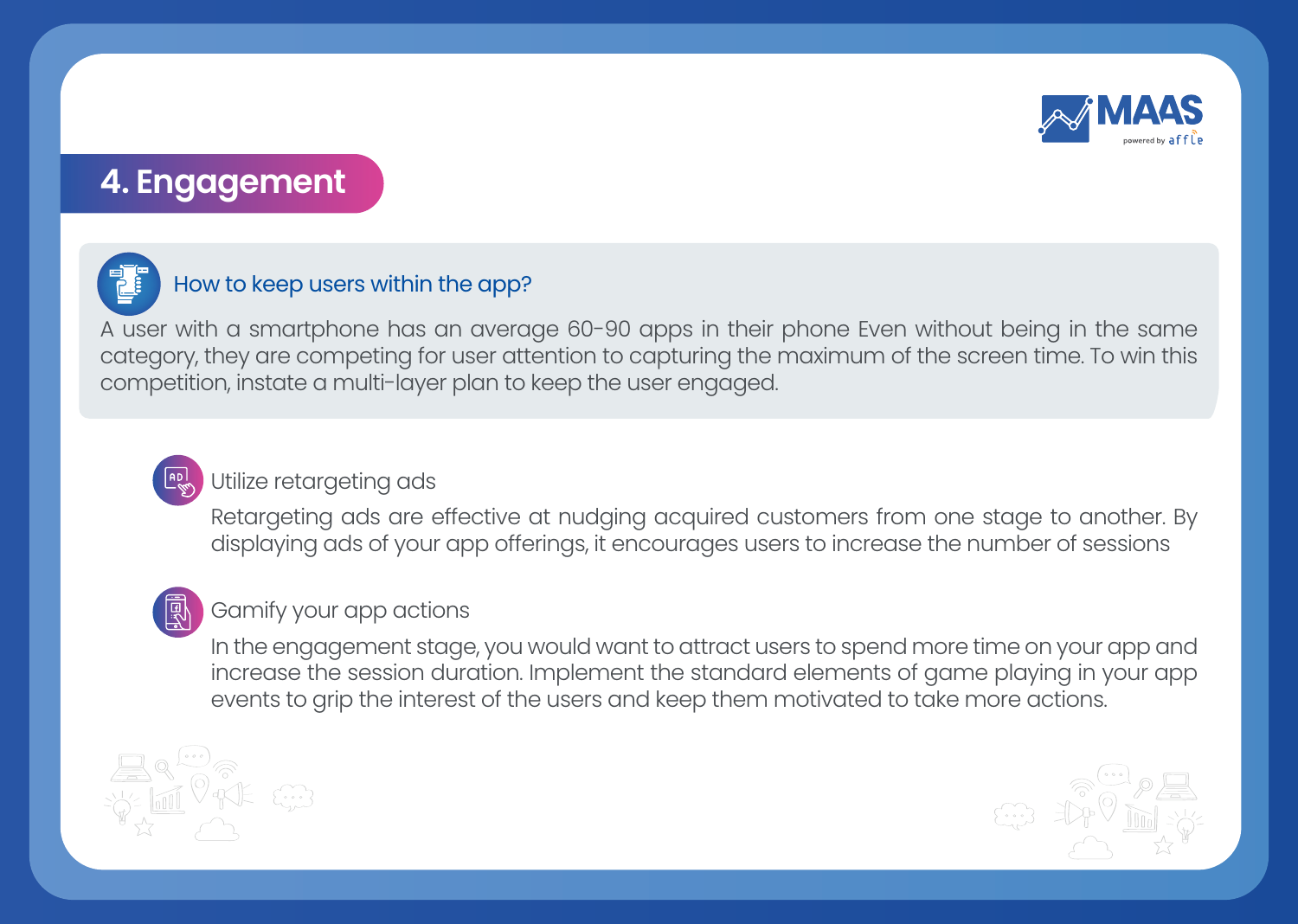## 4. Engagement

### How to keep users within the app?

A user with a smartphone has an average 60-90 apps in their phone Even without being in the same category, they are competing for user attention to capturing the maximum of the screen time. To win this competition, instate a multi-layer plan to keep the user engaged.

**Utilize retargeting ads**

Retargeting ads are effective at nudging acquired customers from one stage to another. By displaying ads of your app offerings, it encourages users to increase the number of sessions

**Gamify your app actions**

In the engagement stage, you would want to attract users to spend more time on your app and increase the session duration. Implement the standard elements of game playing in your app events to grip the interest of the users and keep them motivated to take more actions.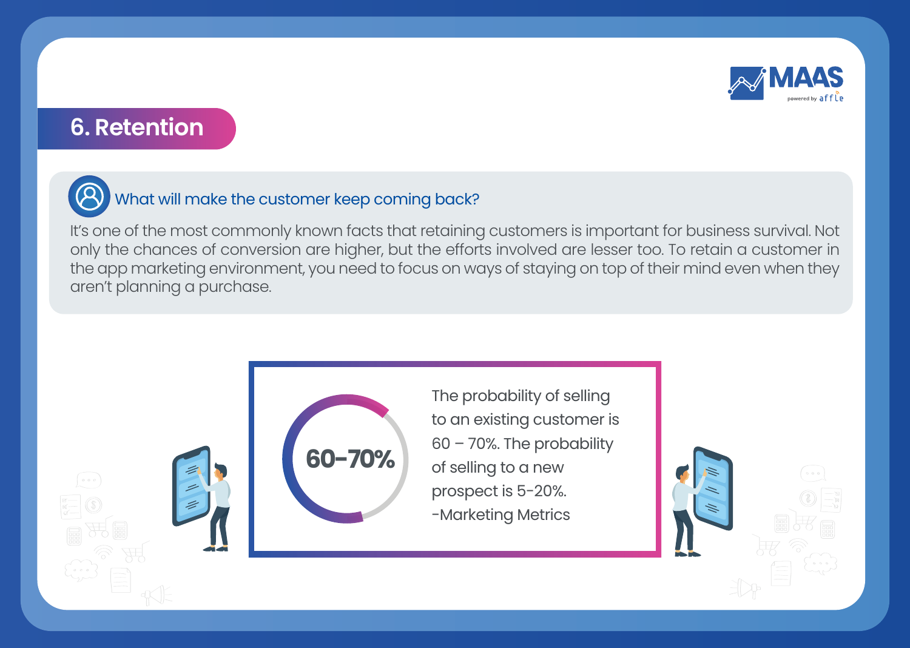## 6. Retention

### What will make the customer keep coming back?

It's one of the most commonly known facts that retaining customers is important for business survival. Not only the chances of conversion are higher, but the efforts involved are lesser too. To retain a customer in the app marketing environment, you need to focus on ways of staying on top of their mind even when they aren't planning a purchase.

**60-70%**

The probability of selling to an existing customer is 60 – 70%. The probability of selling to a new prospect is 5-20%.
-Marketing Metrics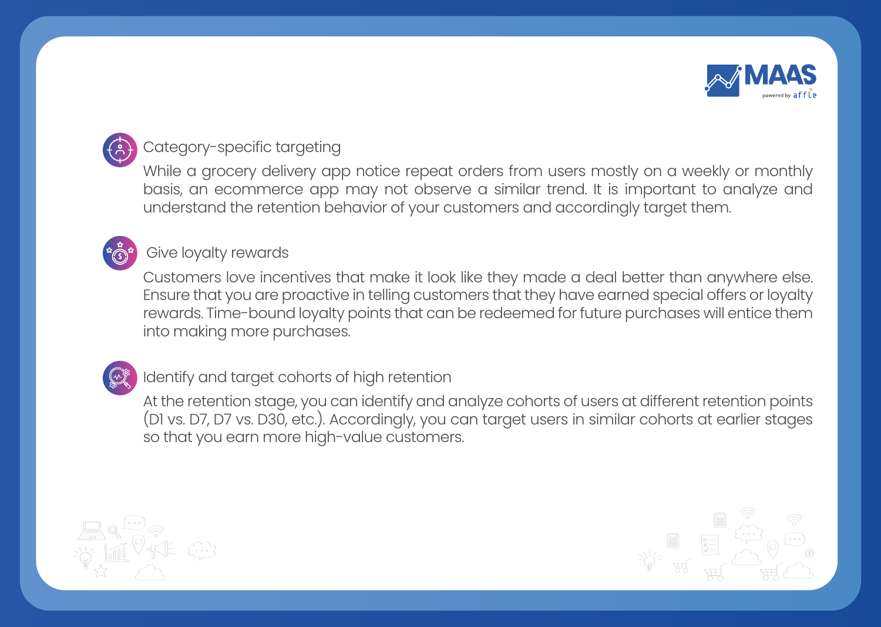### Category-specific targeting

While a grocery delivery app notice repeat orders from users mostly on a weekly or monthly basis, an ecommerce app may not observe a similar trend. It is important to analyze and understand the retention behavior of your customers and accordingly target them.

### Give loyalty rewards

Customers love incentives that make it look like they made a deal better than anywhere else. Ensure that you are proactive in telling customers that they have earned special offers or loyalty rewards. Time-bound loyalty points that can be redeemed for future purchases will entice them into making more purchases.

### Identify and target cohorts of high retention

At the retention stage, you can identify and analyze cohorts of users at different retention points (D1 vs. D7, D7 vs. D30, etc.). Accordingly, you can target users in similar cohorts at earlier stages so that you earn more high-value customers.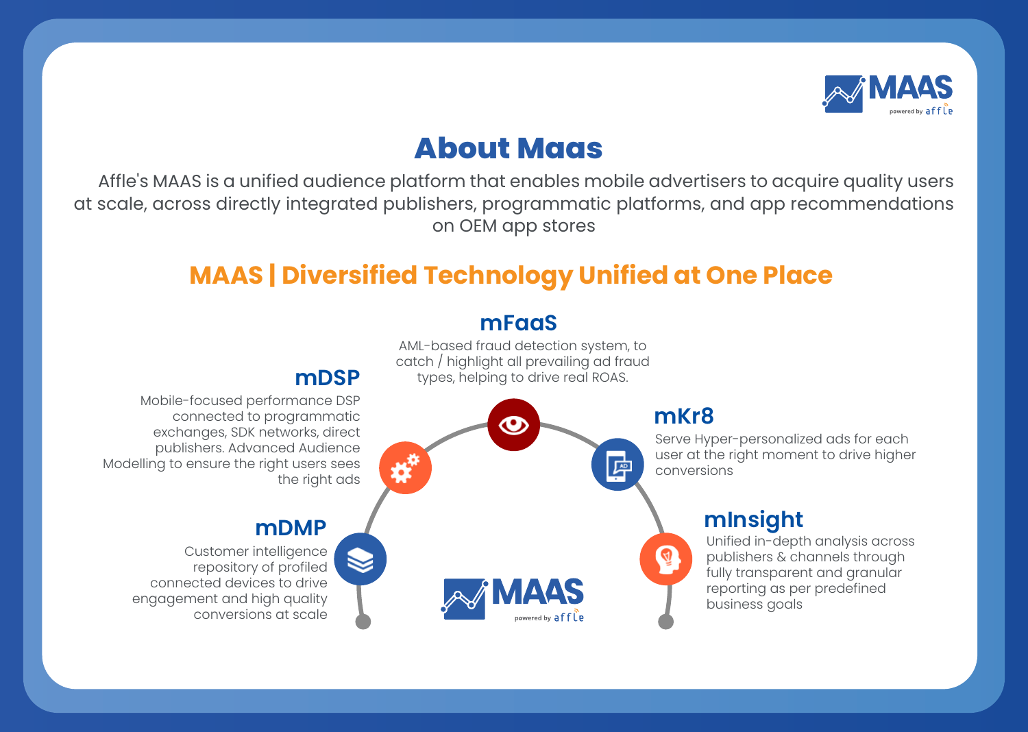# About Maas

Affle's MAAS is a unified audience platform that enables mobile advertisers to acquire quality users at scale, across directly integrated publishers, programmatic platforms, and app recommendations on OEM app stores

## MAAS | Diversified Technology Unified at One Place

### mDMP

Customer intelligence repository of profiled connected devices to drive engagement and high quality conversions at scale

### mDSP

Mobile-focused performance DSP connected to programmatic exchanges, SDK networks, direct publishers. Advanced Audience Modelling to ensure the right users sees the right ads

### mFaaS

AML-based fraud detection system, to catch / highlight all prevailing ad fraud types, helping to drive real ROAS.

### mKr8

Serve Hyper-personalized ads for each user at the right moment to drive higher conversions

### mInsight

Unified in-depth analysis across publishers & channels through fully transparent and granular reporting as per predefined business goals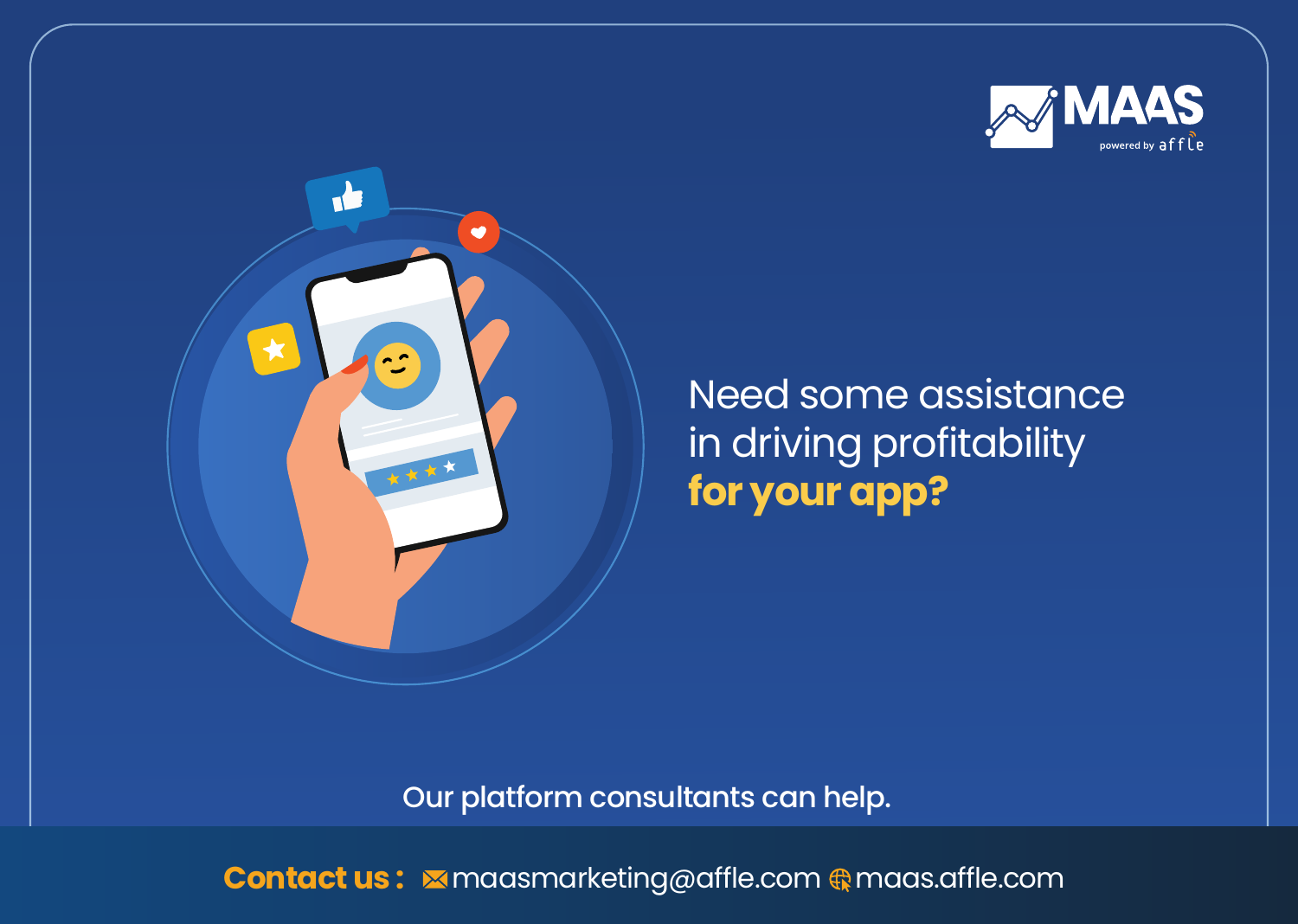MAAS
powered by affle

Need some assistance in driving profitability **for your app?**

Our platform consultants can help.

**Contact us :** maasmarketing@affle.com maas.affle.com